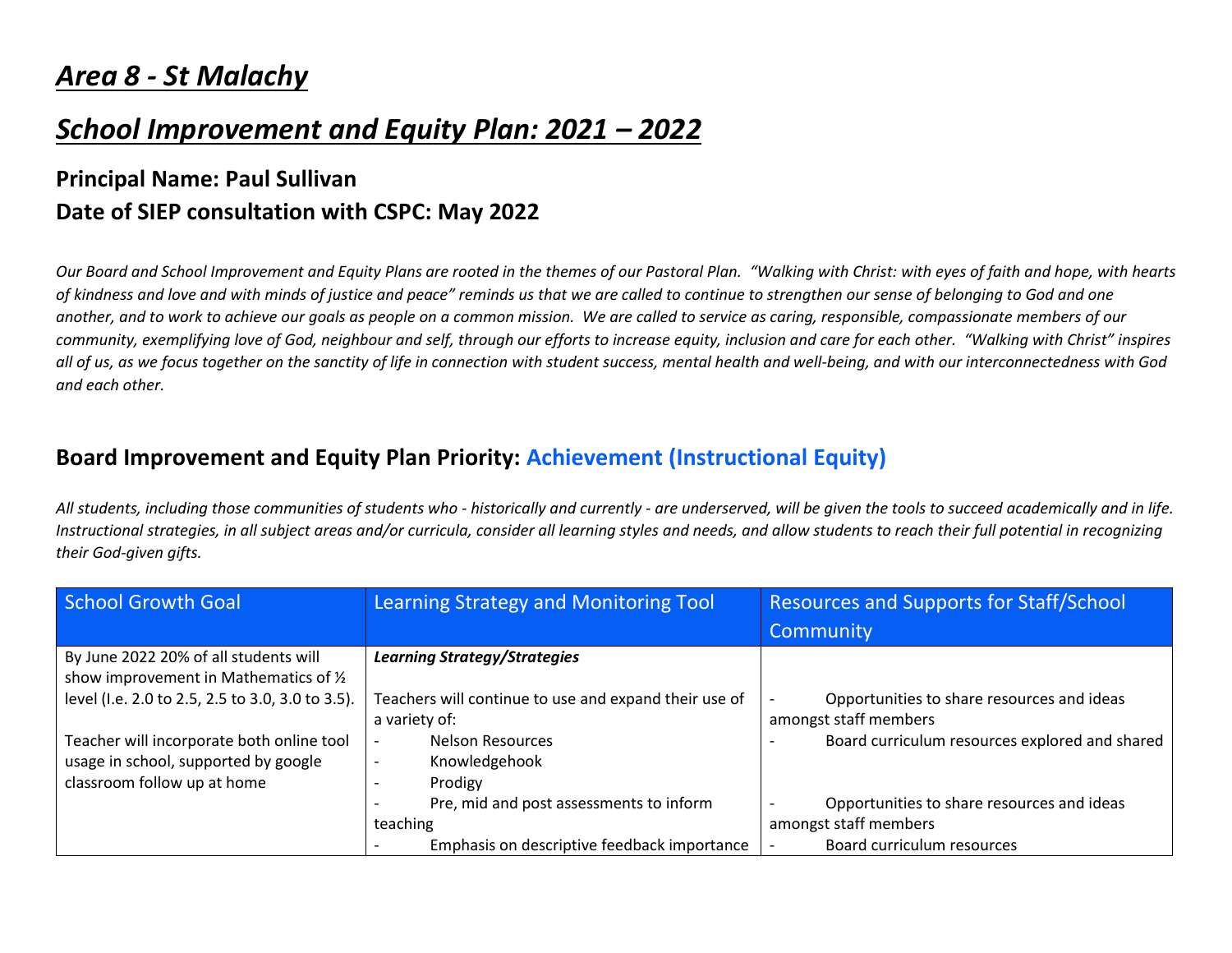# *Area 8 - St Malachy*

# *School Improvement and Equity Plan: 2021 – 2022*

### Principal Name: Paul Sullivan
### Date of SIEP consultation with CSPC: May 2022

*Our Board and School Improvement and Equity Plans are rooted in the themes of our Pastoral Plan. "Walking with Christ: with eyes of faith and hope, with hearts of kindness and love and with minds of justice and peace" reminds us that we are called to continue to strengthen our sense of belonging to God and one another, and to work to achieve our goals as people on a common mission. We are called to service as caring, responsible, compassionate members of our community, exemplifying love of God, neighbour and self, through our efforts to increase equity, inclusion and care for each other. "Walking with Christ" inspires all of us, as we focus together on the sanctity of life in connection with student success, mental health and well-being, and with our interconnectedness with God and each other.*

## Board Improvement and Equity Plan Priority: Achievement (Instructional Equity)

*All students, including those communities of students who - historically and currently - are underserved, will be given the tools to succeed academically and in life. Instructional strategies, in all subject areas and/or curricula, consider all learning styles and needs, and allow students to reach their full potential in recognizing their God-given gifts.*

| School Growth Goal | Learning Strategy and Monitoring Tool | Resources and Supports for Staff/School Community |
|---|---|---|
| By June 2022 20% of all students will show improvement in Mathematics of ½ level (I.e. 2.0 to 2.5, 2.5 to 3.0, 3.0 to 3.5).<br><br>Teacher will incorporate both online tool usage in school, supported by google classroom follow up at home | ***Learning Strategy/Strategies***<br><br>Teachers will continue to use and expand their use of a variety of:<br>- Nelson Resources<br>- Knowledgehook<br>- Prodigy<br>- Pre, mid and post assessments to inform teaching<br>- Emphasis on descriptive feedback importance | - Opportunities to share resources and ideas amongst staff members<br>- Board curriculum resources explored and shared<br><br>- Opportunities to share resources and ideas amongst staff members<br>- Board curriculum resources |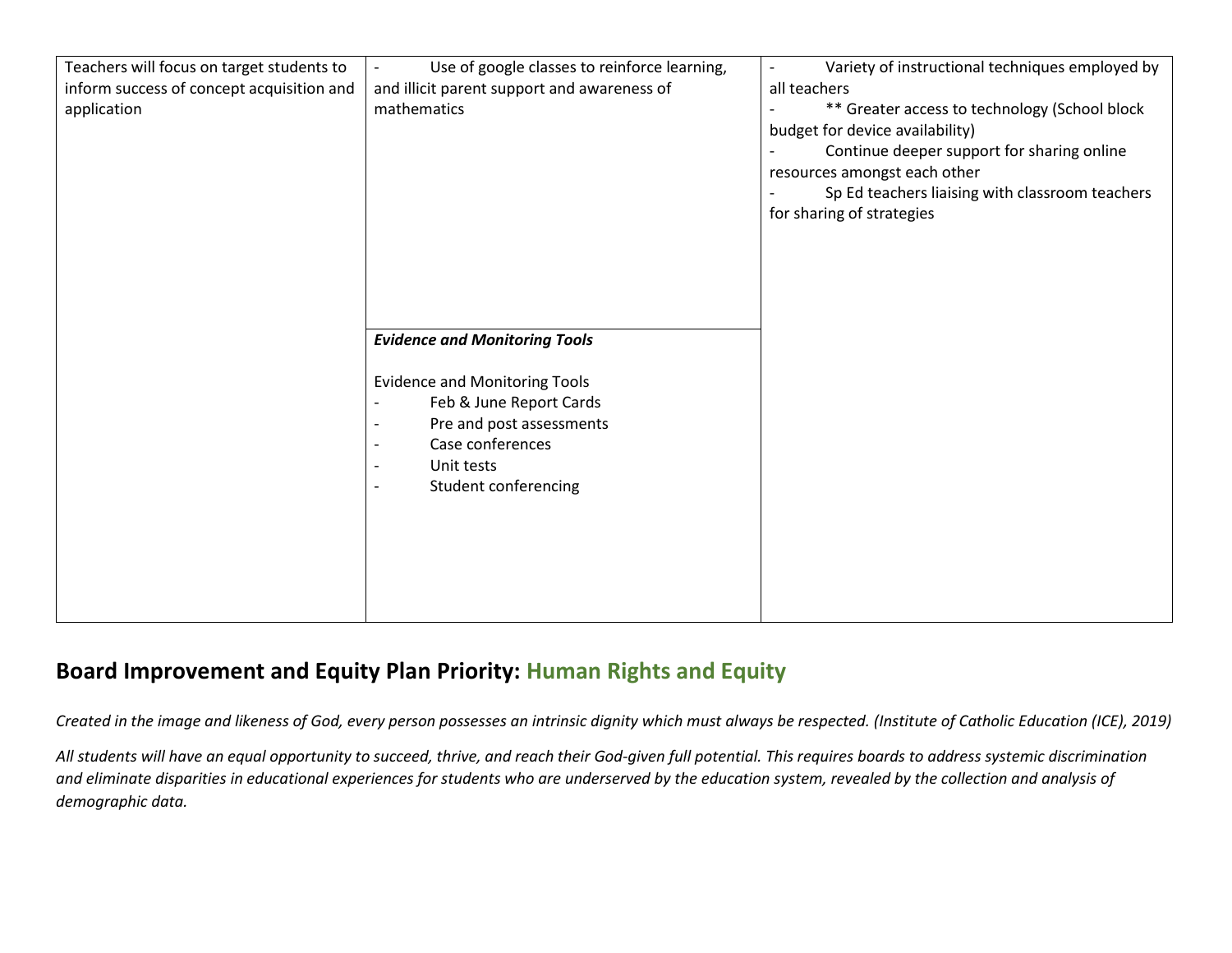| | | |
|---|---|---|
| Teachers will focus on target students to inform success of concept acquisition and application | - Use of google classes to reinforce learning, and illicit parent support and awareness of mathematics<br><br>***Evidence and Monitoring Tools***<br><br>Evidence and Monitoring Tools<br>- Feb & June Report Cards<br>- Pre and post assessments<br>- Case conferences<br>- Unit tests<br>- Student conferencing | - Variety of instructional techniques employed by all teachers<br>- ** Greater access to technology (School block budget for device availability)<br>- Continue deeper support for sharing online resources amongst each other<br>- Sp Ed teachers liaising with classroom teachers for sharing of strategies |

## Board Improvement and Equity Plan Priority: Human Rights and Equity

*Created in the image and likeness of God, every person possesses an intrinsic dignity which must always be respected. (Institute of Catholic Education (ICE), 2019)*

*All students will have an equal opportunity to succeed, thrive, and reach their God-given full potential. This requires boards to address systemic discrimination and eliminate disparities in educational experiences for students who are underserved by the education system, revealed by the collection and analysis of demographic data.*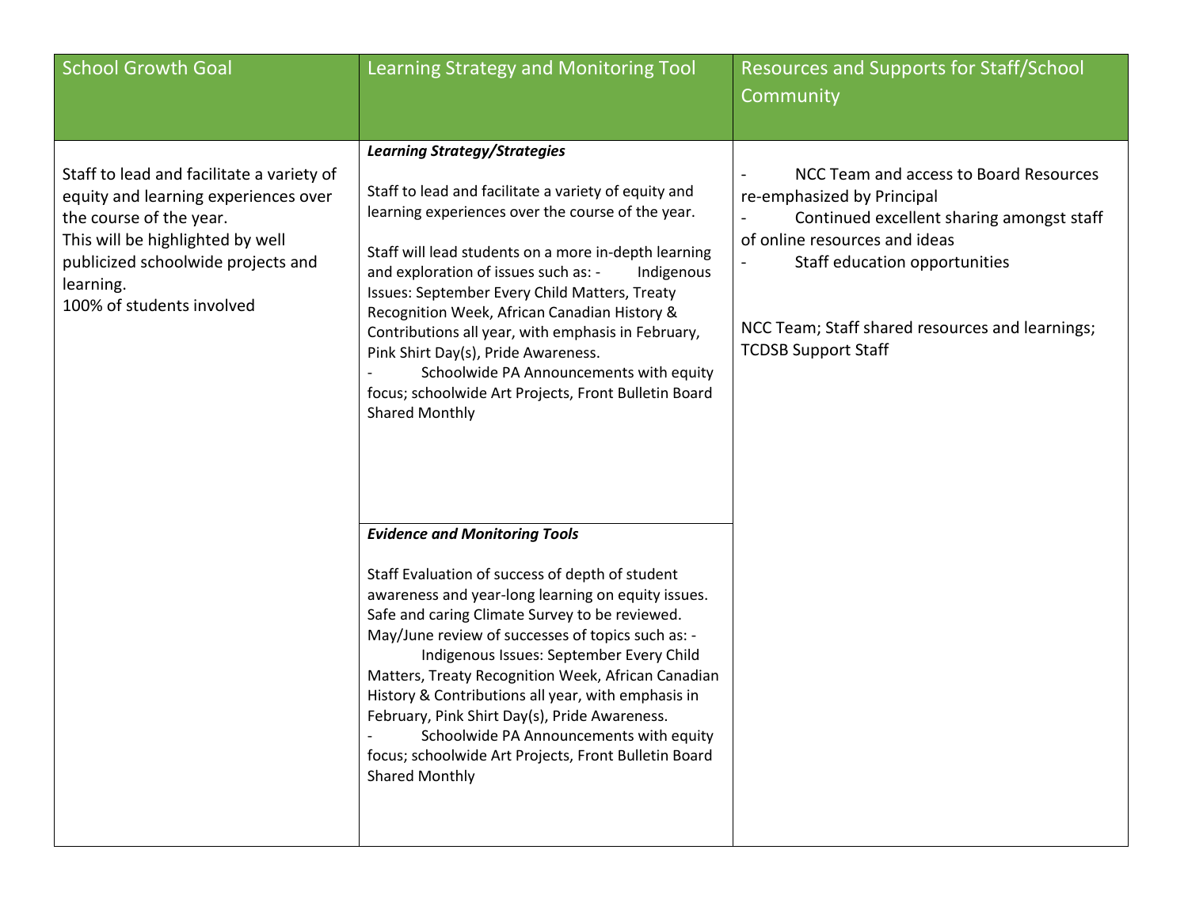| School Growth Goal | Learning Strategy and Monitoring Tool | Resources and Supports for Staff/School Community |
|---|---|---|
| Staff to lead and facilitate a variety of equity and learning experiences over the course of the year.<br>This will be highlighted by well publicized schoolwide projects and learning.<br>100% of students involved | ***Learning Strategy/Strategies***<br><br>Staff to lead and facilitate a variety of equity and learning experiences over the course of the year.<br><br>Staff will lead students on a more in-depth learning and exploration of issues such as: - Indigenous Issues: September Every Child Matters, Treaty Recognition Week, African Canadian History & Contributions all year, with emphasis in February, Pink Shirt Day(s), Pride Awareness.<br>- Schoolwide PA Announcements with equity focus; schoolwide Art Projects, Front Bulletin Board Shared Monthly | - NCC Team and access to Board Resources re-emphasized by Principal<br>- Continued excellent sharing amongst staff of online resources and ideas<br>- Staff education opportunities<br><br>NCC Team; Staff shared resources and learnings; TCDSB Support Staff |
| | ***Evidence and Monitoring Tools***<br><br>Staff Evaluation of success of depth of student awareness and year-long learning on equity issues. Safe and caring Climate Survey to be reviewed. May/June review of successes of topics such as: - Indigenous Issues: September Every Child Matters, Treaty Recognition Week, African Canadian History & Contributions all year, with emphasis in February, Pink Shirt Day(s), Pride Awareness.<br>- Schoolwide PA Announcements with equity focus; schoolwide Art Projects, Front Bulletin Board Shared Monthly | |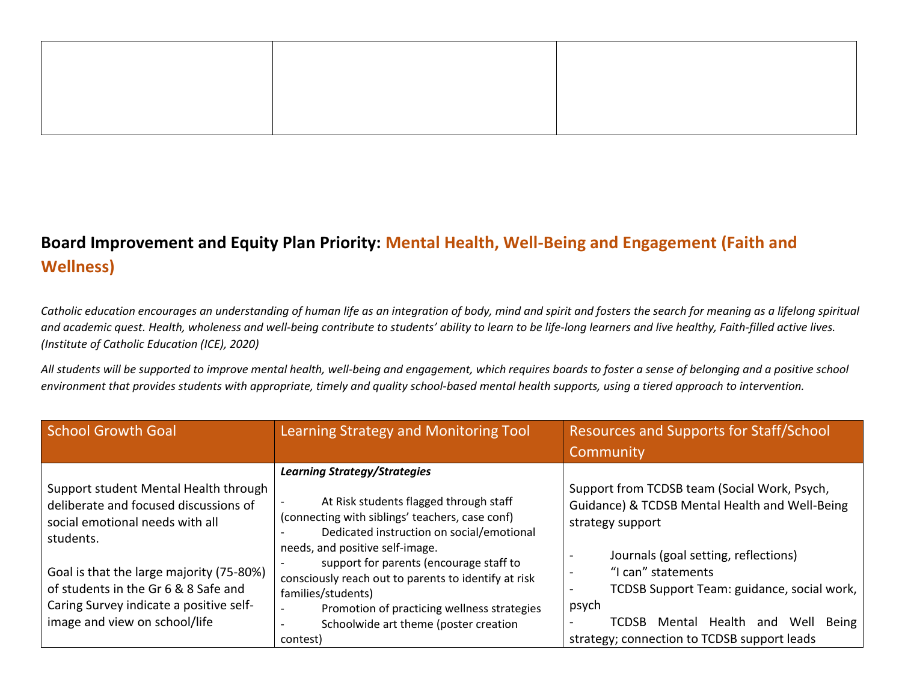|  |  |  |
| --- | --- | --- |
|  |  |  |

## Board Improvement and Equity Plan Priority: Mental Health, Well-Being and Engagement (Faith and Wellness)

*Catholic education encourages an understanding of human life as an integration of body, mind and spirit and fosters the search for meaning as a lifelong spiritual and academic quest. Health, wholeness and well-being contribute to students' ability to learn to be life-long learners and live healthy, Faith-filled active lives. (Institute of Catholic Education (ICE), 2020)*

*All students will be supported to improve mental health, well-being and engagement, which requires boards to foster a sense of belonging and a positive school environment that provides students with appropriate, timely and quality school-based mental health supports, using a tiered approach to intervention.*

| School Growth Goal | Learning Strategy and Monitoring Tool | Resources and Supports for Staff/School Community |
| --- | --- | --- |
| Support student Mental Health through deliberate and focused discussions of social emotional needs with all students.<br><br>Goal is that the large majority (75-80%) of students in the Gr 6 & 8 Safe and Caring Survey indicate a positive self-image and view on school/life | ***Learning Strategy/Strategies***<br><br>- At Risk students flagged through staff (connecting with siblings' teachers, case conf)<br>- Dedicated instruction on social/emotional needs, and positive self-image.<br>- support for parents (encourage staff to consciously reach out to parents to identify at risk families/students)<br>- Promotion of practicing wellness strategies<br>- Schoolwide art theme (poster creation contest) | Support from TCDSB team (Social Work, Psych, Guidance) & TCDSB Mental Health and Well-Being strategy support<br><br>- Journals (goal setting, reflections)<br>- "I can" statements<br>- TCDSB Support Team: guidance, social work, psych<br>- TCDSB Mental Health and Well Being strategy; connection to TCDSB support leads |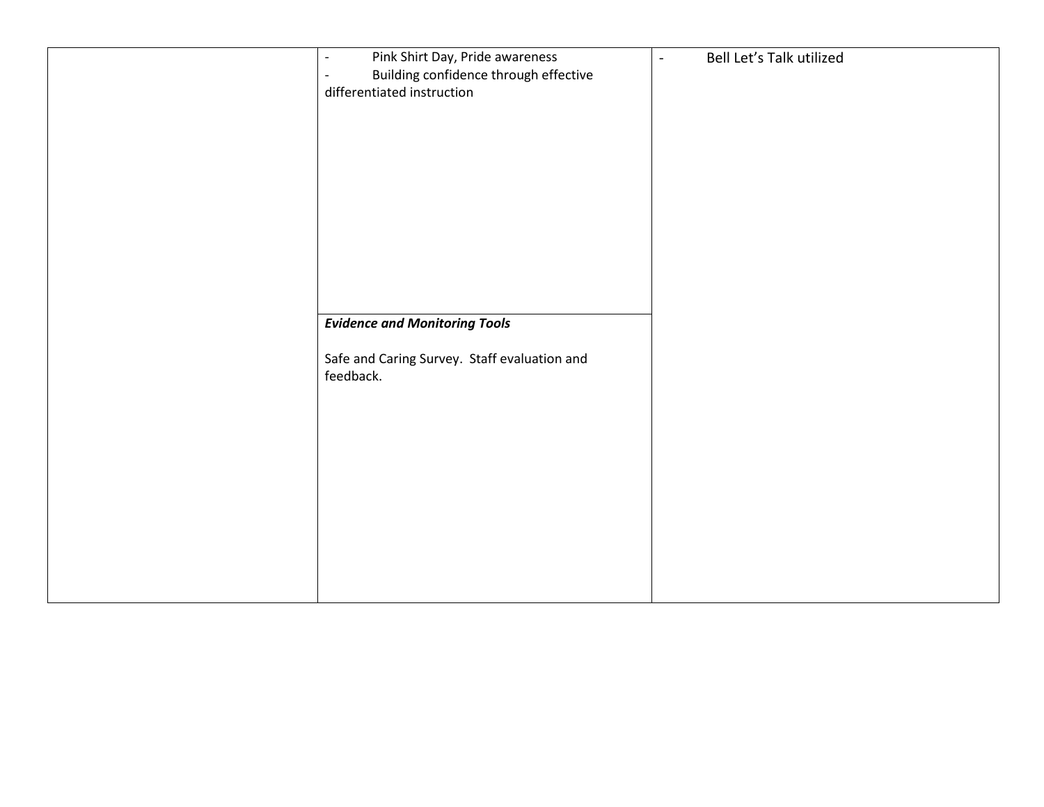|  |  |  |
|---|---|---|
|  | - Pink Shirt Day, Pride awareness<br>- Building confidence through effective differentiated instruction | - Bell Let's Talk utilized |
|  | ***Evidence and Monitoring Tools***<br><br>Safe and Caring Survey. Staff evaluation and feedback. |  |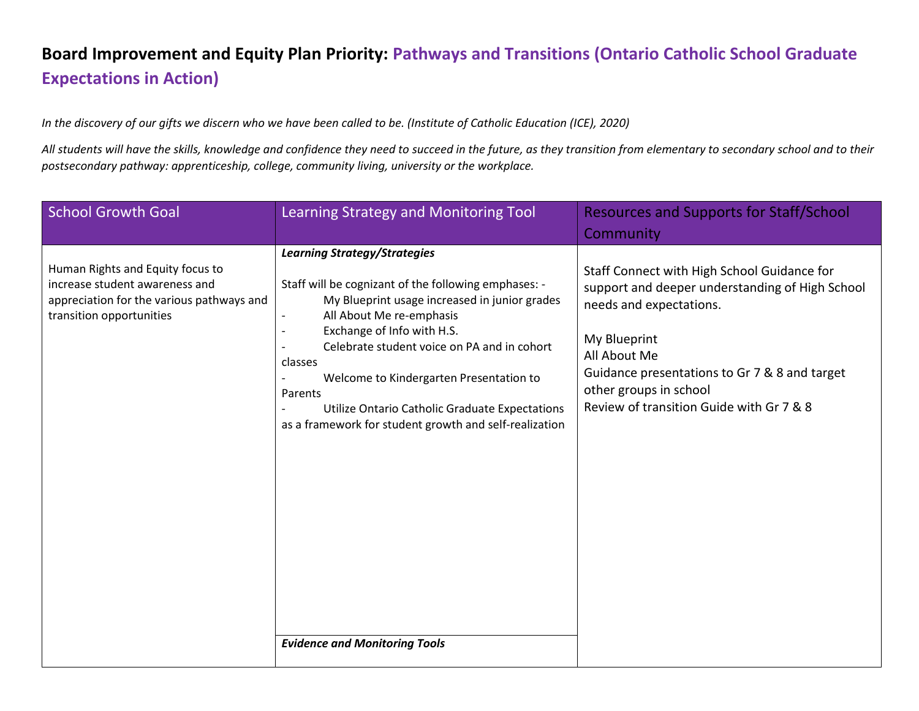# Board Improvement and Equity Plan Priority: Pathways and Transitions (Ontario Catholic School Graduate Expectations in Action)

*In the discovery of our gifts we discern who we have been called to be. (Institute of Catholic Education (ICE), 2020)*

*All students will have the skills, knowledge and confidence they need to succeed in the future, as they transition from elementary to secondary school and to their postsecondary pathway: apprenticeship, college, community living, university or the workplace.*

| School Growth Goal | Learning Strategy and Monitoring Tool | Resources and Supports for Staff/School Community |
|---|---|---|
| Human Rights and Equity focus to increase student awareness and appreciation for the various pathways and transition opportunities | ***Learning Strategy/Strategies***<br><br>Staff will be cognizant of the following emphases: -<br>My Blueprint usage increased in junior grades<br>- All About Me re-emphasis<br>- Exchange of Info with H.S.<br>- Celebrate student voice on PA and in cohort classes<br>- Welcome to Kindergarten Presentation to Parents<br>- Utilize Ontario Catholic Graduate Expectations as a framework for student growth and self-realization<br><br>***Evidence and Monitoring Tools*** | Staff Connect with High School Guidance for support and deeper understanding of High School needs and expectations.<br><br>My Blueprint<br>All About Me<br>Guidance presentations to Gr 7 & 8 and target other groups in school<br>Review of transition Guide with Gr 7 & 8 |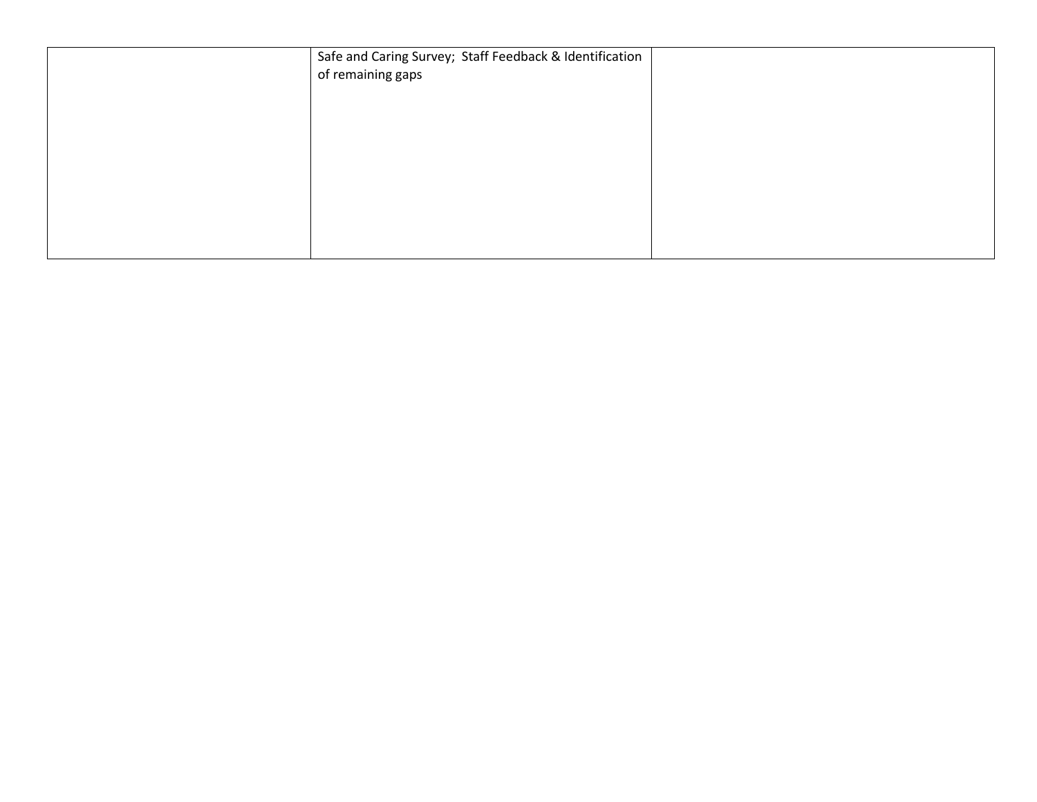| | | |
|---|---|---|
| | Safe and Caring Survey;  Staff Feedback & Identification of remaining gaps | |